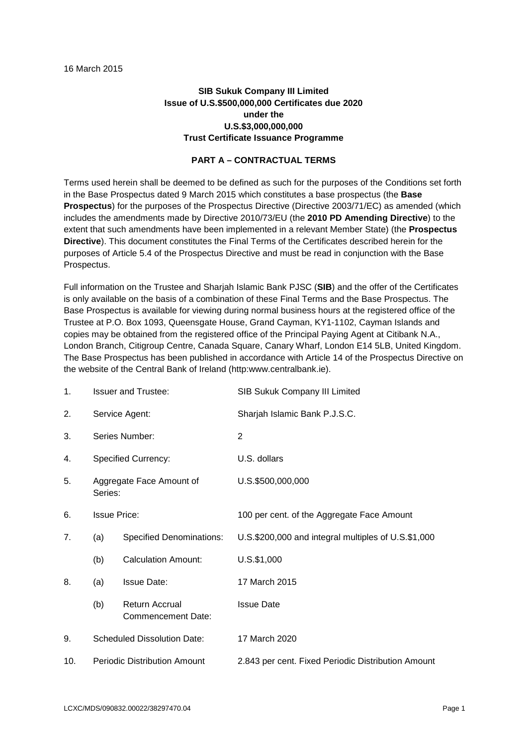16 March 2015

**SIB Sukuk Company III Limited**
**Issue of U.S.$500,000,000 Certificates due 2020**
**under the**
**U.S.$3,000,000,000**
**Trust Certificate Issuance Programme**

**PART A – CONTRACTUAL TERMS**

Terms used herein shall be deemed to be defined as such for the purposes of the Conditions set forth in the Base Prospectus dated 9 March 2015 which constitutes a base prospectus (the **Base Prospectus**) for the purposes of the Prospectus Directive (Directive 2003/71/EC) as amended (which includes the amendments made by Directive 2010/73/EU (the **2010 PD Amending Directive**) to the extent that such amendments have been implemented in a relevant Member State) (the **Prospectus Directive**). This document constitutes the Final Terms of the Certificates described herein for the purposes of Article 5.4 of the Prospectus Directive and must be read in conjunction with the Base Prospectus.

Full information on the Trustee and Sharjah Islamic Bank PJSC (**SIB**) and the offer of the Certificates is only available on the basis of a combination of these Final Terms and the Base Prospectus. The Base Prospectus is available for viewing during normal business hours at the registered office of the Trustee at P.O. Box 1093, Queensgate House, Grand Cayman, KY1-1102, Cayman Islands and copies may be obtained from the registered office of the Principal Paying Agent at Citibank N.A., London Branch, Citigroup Centre, Canada Square, Canary Wharf, London E14 5LB, United Kingdom. The Base Prospectus has been published in accordance with Article 14 of the Prospectus Directive on the website of the Central Bank of Ireland (http:www.centralbank.ie).

| | | | |
|---|---|---|---|
| 1. | Issuer and Trustee: | | SIB Sukuk Company III Limited |
| 2. | Service Agent: | | Sharjah Islamic Bank P.J.S.C. |
| 3. | Series Number: | | 2 |
| 4. | Specified Currency: | | U.S. dollars |
| 5. | Aggregate Face Amount of Series: | | U.S.$500,000,000 |
| 6. | Issue Price: | | 100 per cent. of the Aggregate Face Amount |
| 7. | (a) | Specified Denominations: | U.S.$200,000 and integral multiples of U.S.$1,000 |
| | (b) | Calculation Amount: | U.S.$1,000 |
| 8. | (a) | Issue Date: | 17 March 2015 |
| | (b) | Return Accrual Commencement Date: | Issue Date |
| 9. | Scheduled Dissolution Date: | | 17 March 2020 |
| 10. | Periodic Distribution Amount | | 2.843 per cent. Fixed Periodic Distribution Amount |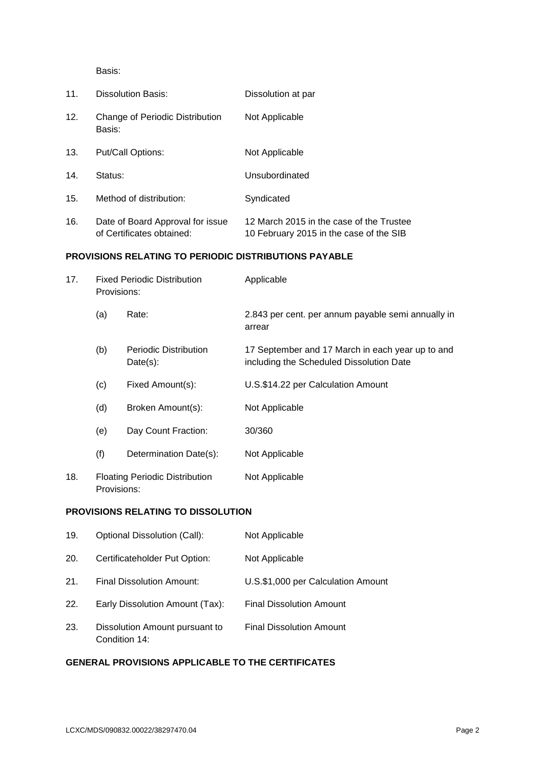Basis:

| | | |
|---|---|---|
| 11. | Dissolution Basis: | Dissolution at par |
| 12. | Change of Periodic Distribution Basis: | Not Applicable |
| 13. | Put/Call Options: | Not Applicable |
| 14. | Status: | Unsubordinated |
| 15. | Method of distribution: | Syndicated |
| 16. | Date of Board Approval for issue of Certificates obtained: | 12 March 2015 in the case of the Trustee<br>10 February 2015 in the case of the SIB |

**PROVISIONS RELATING TO PERIODIC DISTRIBUTIONS PAYABLE**

| | | | |
|---|---|---|---|
| 17. | Fixed Periodic Distribution Provisions: | | Applicable |
| | (a) | Rate: | 2.843 per cent. per annum payable semi annually in arrear |
| | (b) | Periodic Distribution Date(s): | 17 September and 17 March in each year up to and including the Scheduled Dissolution Date |
| | (c) | Fixed Amount(s): | U.S.$14.22 per Calculation Amount |
| | (d) | Broken Amount(s): | Not Applicable |
| | (e) | Day Count Fraction: | 30/360 |
| | (f) | Determination Date(s): | Not Applicable |
| 18. | Floating Periodic Distribution Provisions: | | Not Applicable |

**PROVISIONS RELATING TO DISSOLUTION**

| | | |
|---|---|---|
| 19. | Optional Dissolution (Call): | Not Applicable |
| 20. | Certificateholder Put Option: | Not Applicable |
| 21. | Final Dissolution Amount: | U.S.$1,000 per Calculation Amount |
| 22. | Early Dissolution Amount (Tax): | Final Dissolution Amount |
| 23. | Dissolution Amount pursuant to Condition 14: | Final Dissolution Amount |

**GENERAL PROVISIONS APPLICABLE TO THE CERTIFICATES**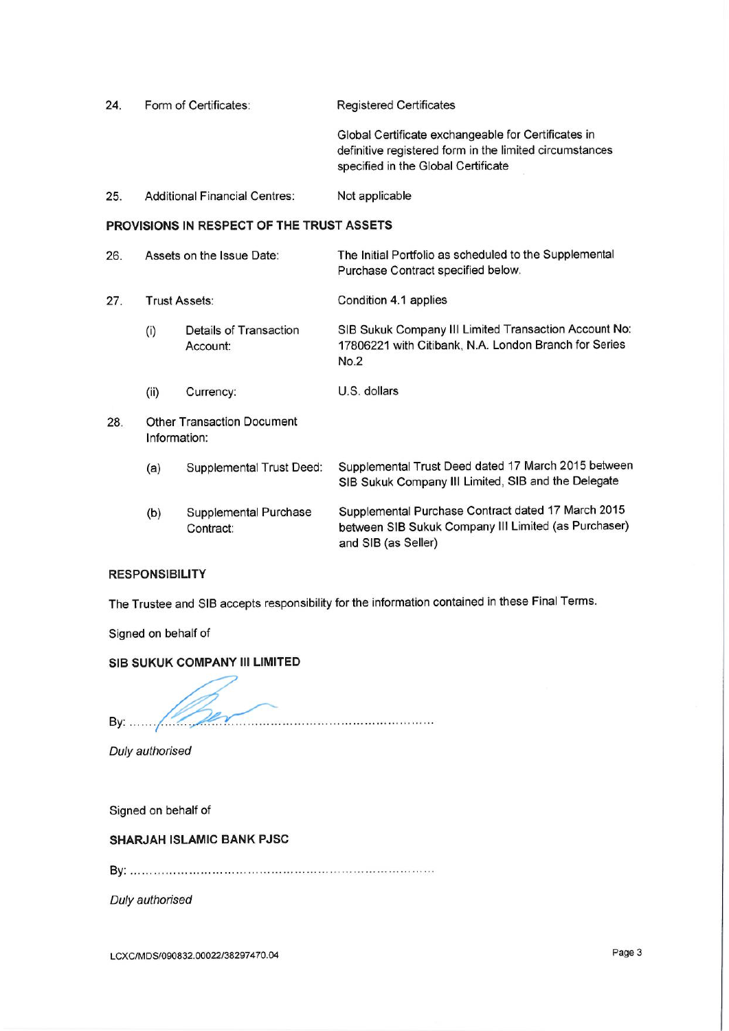| | | |
|---|---|---|
| 24. | Form of Certificates: | Registered Certificates<br><br>Global Certificate exchangeable for Certificates in definitive registered form in the limited circumstances specified in the Global Certificate |
| 25. | Additional Financial Centres: | Not applicable |

**PROVISIONS IN RESPECT OF THE TRUST ASSETS**

| | | | |
|---|---|---|---|
| 26. | Assets on the Issue Date: | | The Initial Portfolio as scheduled to the Supplemental Purchase Contract specified below. |
| 27. | Trust Assets: | | Condition 4.1 applies |
| | (i) | Details of Transaction Account: | SIB Sukuk Company III Limited Transaction Account No: 17806221 with Citibank, N.A. London Branch for Series No.2 |
| | (ii) | Currency: | U.S. dollars |
| 28. | Other Transaction Document Information: | | |
| | (a) | Supplemental Trust Deed: | Supplemental Trust Deed dated 17 March 2015 between SIB Sukuk Company III Limited, SIB and the Delegate |
| | (b) | Supplemental Purchase Contract: | Supplemental Purchase Contract dated 17 March 2015 between SIB Sukuk Company III Limited (as Purchaser) and SIB (as Seller) |

**RESPONSIBILITY**

The Trustee and SIB accepts responsibility for the information contained in these Final Terms.

Signed on behalf of

**SIB SUKUK COMPANY III LIMITED**

By: ....................................................................................

*Duly authorised*

Signed on behalf of

**SHARJAH ISLAMIC BANK PJSC**

By: ....................................................................................

*Duly authorised*

LCXC/MDS/090832.00022/38297470.04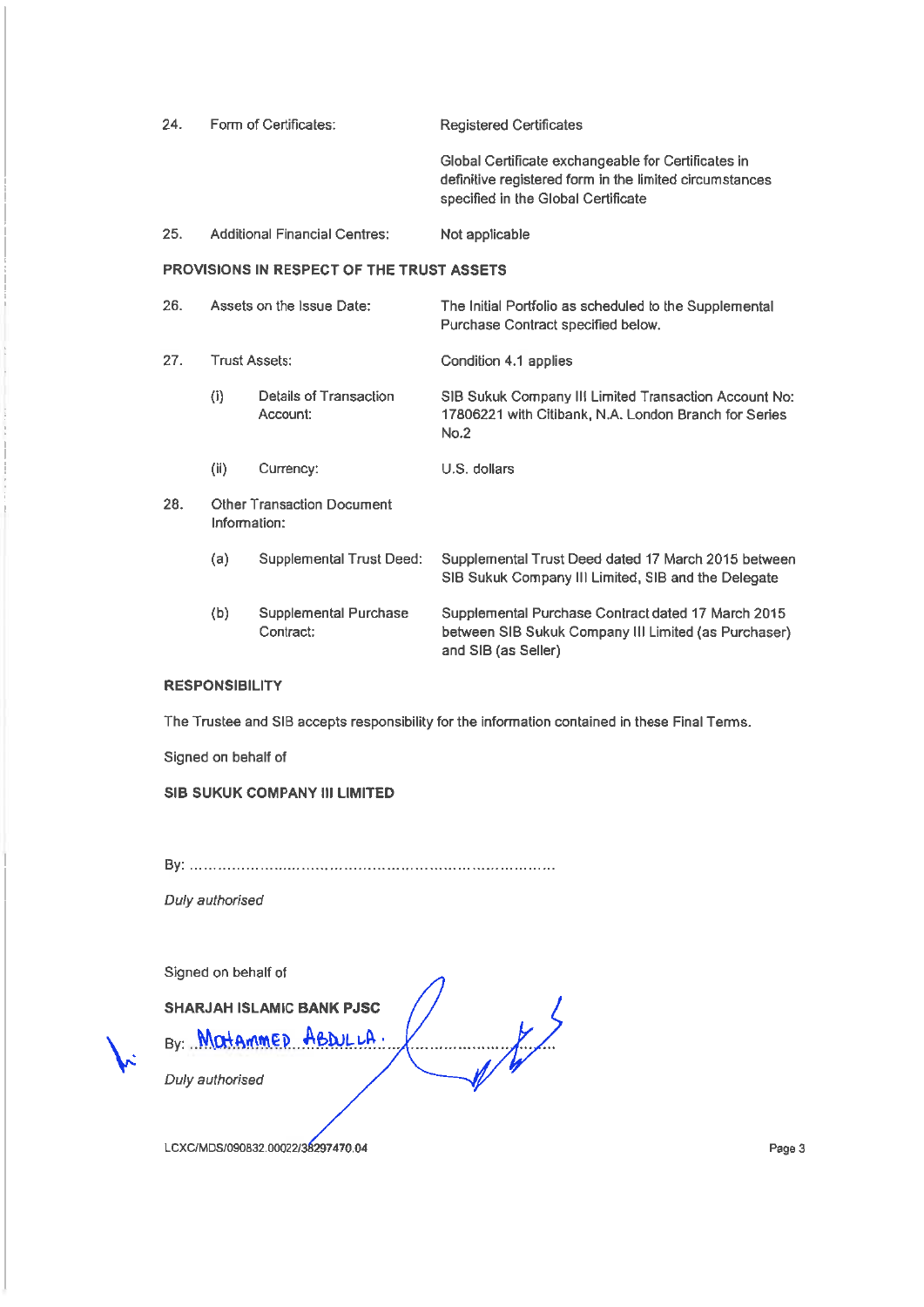| | | | |
|---|---|---|---|
| 24. | Form of Certificates: | | Registered Certificates<br><br>Global Certificate exchangeable for Certificates in definitive registered form in the limited circumstances specified in the Global Certificate |
| 25. | Additional Financial Centres: | | Not applicable |

**PROVISIONS IN RESPECT OF THE TRUST ASSETS**

| | | | |
|---|---|---|---|
| 26. | Assets on the Issue Date: | | The Initial Portfolio as scheduled to the Supplemental Purchase Contract specified below. |
| 27. | Trust Assets: | | Condition 4.1 applies |
| | (i) | Details of Transaction Account: | SIB Sukuk Company III Limited Transaction Account No: 17806221 with Citibank, N.A. London Branch for Series No.2 |
| | (ii) | Currency: | U.S. dollars |
| 28. | Other Transaction Document Information: | | |
| | (a) | Supplemental Trust Deed: | Supplemental Trust Deed dated 17 March 2015 between SIB Sukuk Company III Limited, SIB and the Delegate |
| | (b) | Supplemental Purchase Contract: | Supplemental Purchase Contract dated 17 March 2015 between SIB Sukuk Company III Limited (as Purchaser) and SIB (as Seller) |

**RESPONSIBILITY**

The Trustee and SIB accepts responsibility for the information contained in these Final Terms.

Signed on behalf of

**SIB SUKUK COMPANY III LIMITED**

By: ..........................................................................

*Duly authorised*

Signed on behalf of

**SHARJAH ISLAMIC BANK PJSC**

By: MOHAMMED ABDULLA. ..........................................

*Duly authorised*

LCXC/MDS/090832.00022/38297470.04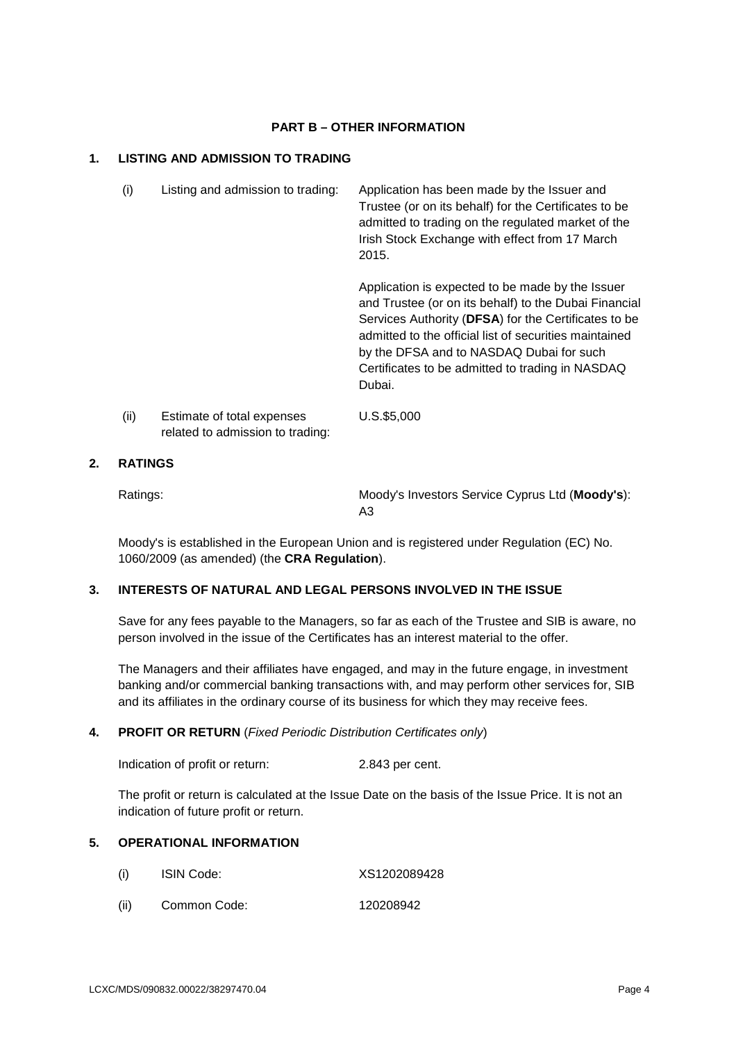## PART B – OTHER INFORMATION

### 1. LISTING AND ADMISSION TO TRADING

| | | |
|---|---|---|
| (i) | Listing and admission to trading: | Application has been made by the Issuer and Trustee (or on its behalf) for the Certificates to be admitted to trading on the regulated market of the Irish Stock Exchange with effect from 17 March 2015.<br><br>Application is expected to be made by the Issuer and Trustee (or on its behalf) to the Dubai Financial Services Authority (**DFSA**) for the Certificates to be admitted to the official list of securities maintained by the DFSA and to NASDAQ Dubai for such Certificates to be admitted to trading in NASDAQ Dubai. |
| (ii) | Estimate of total expenses related to admission to trading: | U.S.$5,000 |

### 2. RATINGS

Ratings: Moody's Investors Service Cyprus Ltd (**Moody's**): A3

Moody's is established in the European Union and is registered under Regulation (EC) No. 1060/2009 (as amended) (the **CRA Regulation**).

### 3. INTERESTS OF NATURAL AND LEGAL PERSONS INVOLVED IN THE ISSUE

Save for any fees payable to the Managers, so far as each of the Trustee and SIB is aware, no person involved in the issue of the Certificates has an interest material to the offer.

The Managers and their affiliates have engaged, and may in the future engage, in investment banking and/or commercial banking transactions with, and may perform other services for, SIB and its affiliates in the ordinary course of its business for which they may receive fees.

### 4. PROFIT OR RETURN (*Fixed Periodic Distribution Certificates only*)

Indication of profit or return: 2.843 per cent.

The profit or return is calculated at the Issue Date on the basis of the Issue Price. It is not an indication of future profit or return.

### 5. OPERATIONAL INFORMATION

| | | |
|---|---|---|
| (i) | ISIN Code: | XS1202089428 |
| (ii) | Common Code: | 120208942 |

LCXC/MDS/090832.00022/38297470.04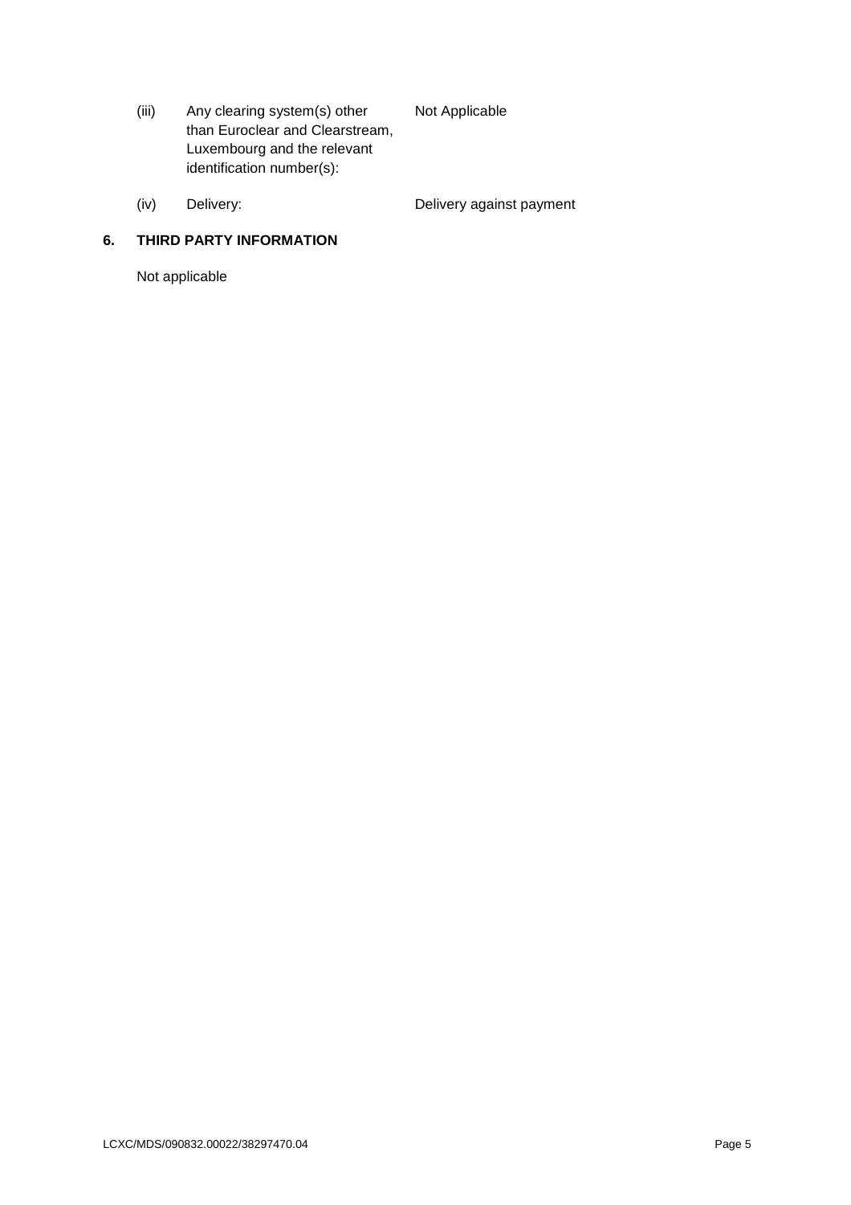| | | |
|---|---|---|
| (iii) | Any clearing system(s) other than Euroclear and Clearstream, Luxembourg and the relevant identification number(s): | Not Applicable |
| (iv) | Delivery: | Delivery against payment |

## 6. THIRD PARTY INFORMATION

Not applicable

LCXC/MDS/090832.00022/38297470.04